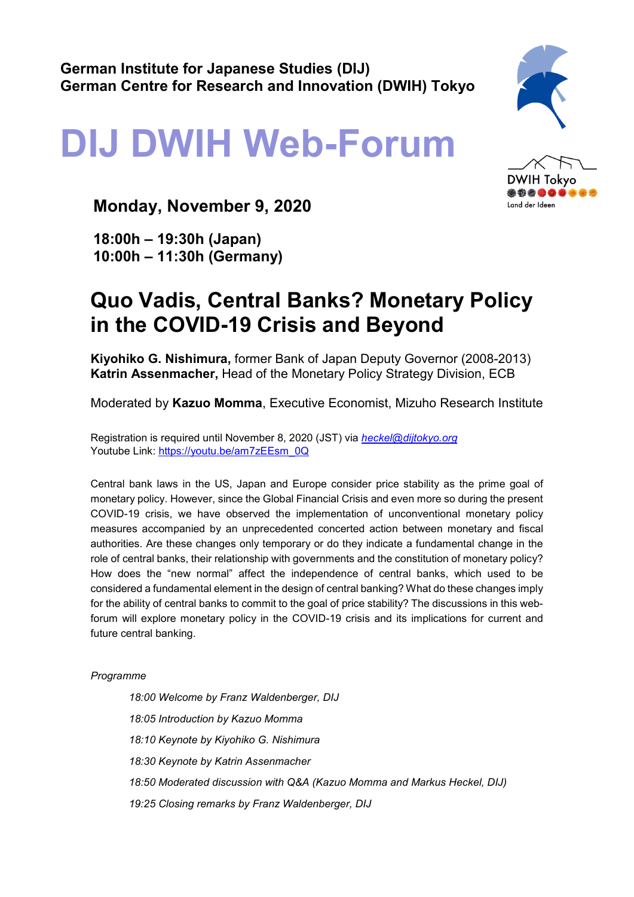**German Institute for Japanese Studies (DIJ)**
**German Centre for Research and Innovation (DWIH) Tokyo**

# DIJ DWIH Web-Forum

DWIH Tokyo
Land der Ideen

**Monday, November 9, 2020**

**18:00h – 19:30h (Japan)**
**10:00h – 11:30h (Germany)**

## Quo Vadis, Central Banks? Monetary Policy in the COVID-19 Crisis and Beyond

**Kiyohiko G. Nishimura,** former Bank of Japan Deputy Governor (2008-2013)
**Katrin Assenmacher,** Head of the Monetary Policy Strategy Division, ECB

Moderated by **Kazuo Momma**, Executive Economist, Mizuho Research Institute

Registration is required until November 8, 2020 (JST) via *heckel@dijtokyo.org*
Youtube Link: https://youtu.be/am7zEEsm_0Q

Central bank laws in the US, Japan and Europe consider price stability as the prime goal of monetary policy. However, since the Global Financial Crisis and even more so during the present COVID-19 crisis, we have observed the implementation of unconventional monetary policy measures accompanied by an unprecedented concerted action between monetary and fiscal authorities. Are these changes only temporary or do they indicate a fundamental change in the role of central banks, their relationship with governments and the constitution of monetary policy? How does the "new normal" affect the independence of central banks, which used to be considered a fundamental element in the design of central banking? What do these changes imply for the ability of central banks to commit to the goal of price stability? The discussions in this web-forum will explore monetary policy in the COVID-19 crisis and its implications for current and future central banking.

*Programme*

*18:00 Welcome by Franz Waldenberger, DIJ*

*18:05 Introduction by Kazuo Momma*

*18:10 Keynote by Kiyohiko G. Nishimura*

*18:30 Keynote by Katrin Assenmacher*

*18:50 Moderated discussion with Q&A (Kazuo Momma and Markus Heckel, DIJ)*

*19:25 Closing remarks by Franz Waldenberger, DIJ*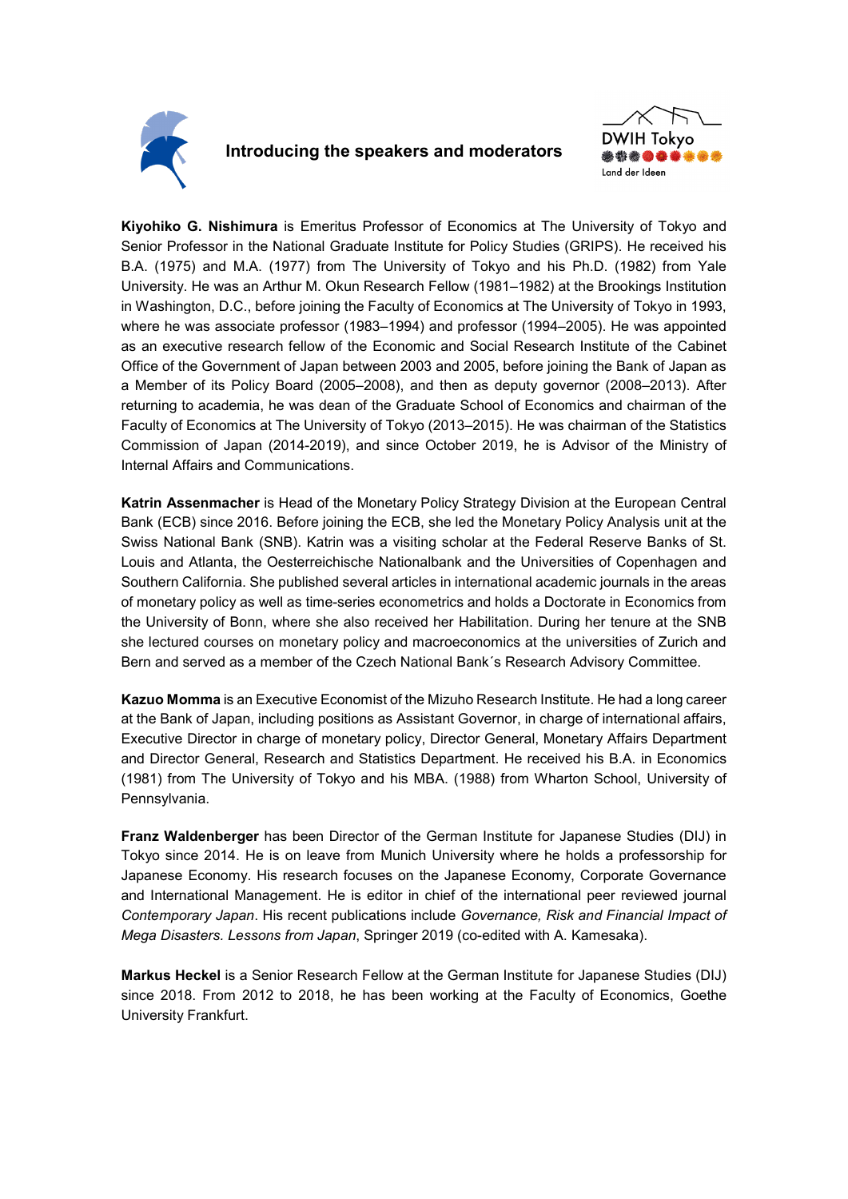# Introducing the speakers and moderators

**Kiyohiko G. Nishimura** is Emeritus Professor of Economics at The University of Tokyo and Senior Professor in the National Graduate Institute for Policy Studies (GRIPS). He received his B.A. (1975) and M.A. (1977) from The University of Tokyo and his Ph.D. (1982) from Yale University. He was an Arthur M. Okun Research Fellow (1981–1982) at the Brookings Institution in Washington, D.C., before joining the Faculty of Economics at The University of Tokyo in 1993, where he was associate professor (1983–1994) and professor (1994–2005). He was appointed as an executive research fellow of the Economic and Social Research Institute of the Cabinet Office of the Government of Japan between 2003 and 2005, before joining the Bank of Japan as a Member of its Policy Board (2005–2008), and then as deputy governor (2008–2013). After returning to academia, he was dean of the Graduate School of Economics and chairman of the Faculty of Economics at The University of Tokyo (2013–2015). He was chairman of the Statistics Commission of Japan (2014-2019), and since October 2019, he is Advisor of the Ministry of Internal Affairs and Communications.

**Katrin Assenmacher** is Head of the Monetary Policy Strategy Division at the European Central Bank (ECB) since 2016. Before joining the ECB, she led the Monetary Policy Analysis unit at the Swiss National Bank (SNB). Katrin was a visiting scholar at the Federal Reserve Banks of St. Louis and Atlanta, the Oesterreichische Nationalbank and the Universities of Copenhagen and Southern California. She published several articles in international academic journals in the areas of monetary policy as well as time-series econometrics and holds a Doctorate in Economics from the University of Bonn, where she also received her Habilitation. During her tenure at the SNB she lectured courses on monetary policy and macroeconomics at the universities of Zurich and Bern and served as a member of the Czech National Bank´s Research Advisory Committee.

**Kazuo Momma** is an Executive Economist of the Mizuho Research Institute. He had a long career at the Bank of Japan, including positions as Assistant Governor, in charge of international affairs, Executive Director in charge of monetary policy, Director General, Monetary Affairs Department and Director General, Research and Statistics Department. He received his B.A. in Economics (1981) from The University of Tokyo and his MBA. (1988) from Wharton School, University of Pennsylvania.

**Franz Waldenberger** has been Director of the German Institute for Japanese Studies (DIJ) in Tokyo since 2014. He is on leave from Munich University where he holds a professorship for Japanese Economy. His research focuses on the Japanese Economy, Corporate Governance and International Management. He is editor in chief of the international peer reviewed journal *Contemporary Japan*. His recent publications include *Governance, Risk and Financial Impact of Mega Disasters. Lessons from Japan*, Springer 2019 (co-edited with A. Kamesaka).

**Markus Heckel** is a Senior Research Fellow at the German Institute for Japanese Studies (DIJ) since 2018. From 2012 to 2018, he has been working at the Faculty of Economics, Goethe University Frankfurt.